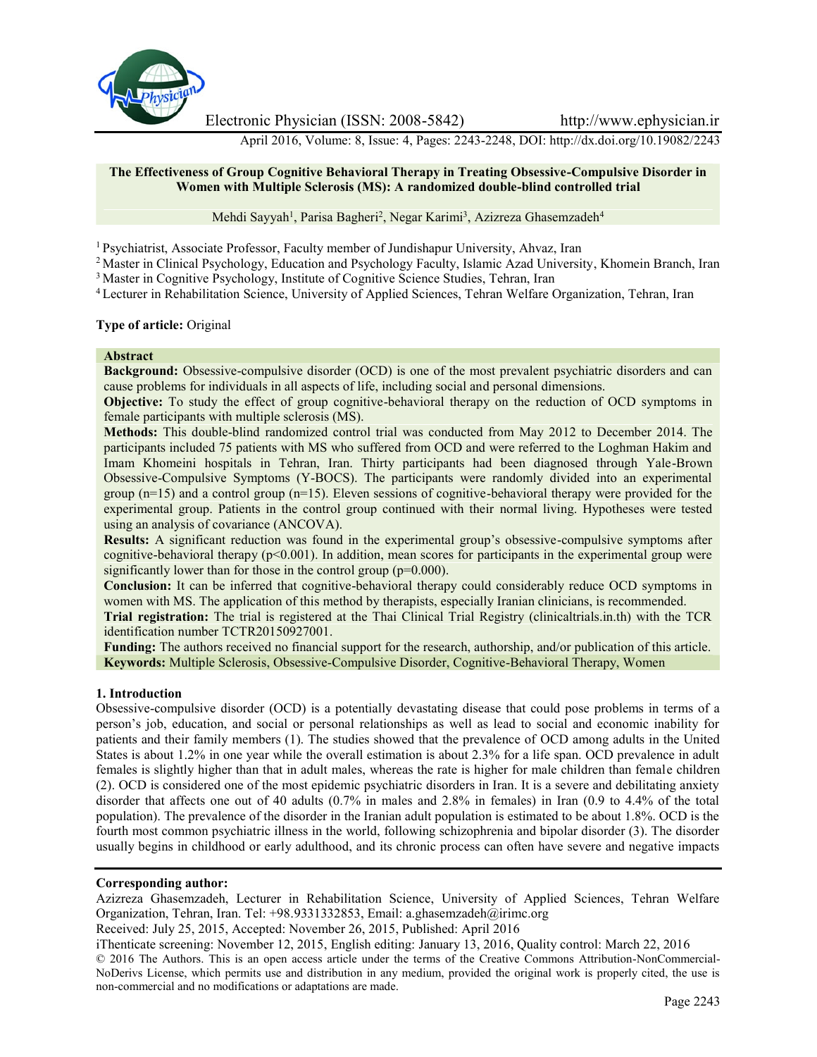# The Effectiveness of Group Cognitive Behavioral Therapy in Treating Obsessive-Compulsive Disorder in Women with Multiple Sclerosis (MS): A randomized double-blind controlled trial

Mehdi Sayyah[1], Parisa Bagheri[2], Negar Karimi[3], Azizreza Ghasemzadeh[4]

[1] Psychiatrist, Associate Professor, Faculty member of Jundishapur University, Ahvaz, Iran
[2] Master in Clinical Psychology, Education and Psychology Faculty, Islamic Azad University, Khomein Branch, Iran
[3] Master in Cognitive Psychology, Institute of Cognitive Science Studies, Tehran, Iran
[4] Lecturer in Rehabilitation Science, University of Applied Sciences, Tehran Welfare Organization, Tehran, Iran

**Type of article:** Original

## Abstract

**Background:** Obsessive-compulsive disorder (OCD) is one of the most prevalent psychiatric disorders and can cause problems for individuals in all aspects of life, including social and personal dimensions.

**Objective:** To study the effect of group cognitive-behavioral therapy on the reduction of OCD symptoms in female participants with multiple sclerosis (MS).

**Methods:** This double-blind randomized control trial was conducted from May 2012 to December 2014. The participants included 75 patients with MS who suffered from OCD and were referred to the Loghman Hakim and Imam Khomeini hospitals in Tehran, Iran. Thirty participants had been diagnosed through Yale-Brown Obsessive-Compulsive Symptoms (Y-BOCS). The participants were randomly divided into an experimental group (n=15) and a control group (n=15). Eleven sessions of cognitive-behavioral therapy were provided for the experimental group. Patients in the control group continued with their normal living. Hypotheses were tested using an analysis of covariance (ANCOVA).

**Results:** A significant reduction was found in the experimental group's obsessive-compulsive symptoms after cognitive-behavioral therapy ($p<0.001$). In addition, mean scores for participants in the experimental group were significantly lower than for those in the control group ($p=0.000$).

**Conclusion:** It can be inferred that cognitive-behavioral therapy could considerably reduce OCD symptoms in women with MS. The application of this method by therapists, especially Iranian clinicians, is recommended.

**Trial registration:** The trial is registered at the Thai Clinical Trial Registry (clinicaltrials.in.th) with the TCR identification number TCTR20150927001.

**Funding:** The authors received no financial support for the research, authorship, and/or publication of this article.

**Keywords:** Multiple Sclerosis, Obsessive-Compulsive Disorder, Cognitive-Behavioral Therapy, Women

## 1. Introduction

Obsessive-compulsive disorder (OCD) is a potentially devastating disease that could pose problems in terms of a person's job, education, and social or personal relationships as well as lead to social and economic inability for patients and their family members (1). The studies showed that the prevalence of OCD among adults in the United States is about 1.2% in one year while the overall estimation is about 2.3% for a life span. OCD prevalence in adult females is slightly higher than that in adult males, whereas the rate is higher for male children than female children (2). OCD is considered one of the most epidemic psychiatric disorders in Iran. It is a severe and debilitating anxiety disorder that affects one out of 40 adults (0.7% in males and 2.8% in females) in Iran (0.9 to 4.4% of the total population). The prevalence of the disorder in the Iranian adult population is estimated to be about 1.8%. OCD is the fourth most common psychiatric illness in the world, following schizophrenia and bipolar disorder (3). The disorder usually begins in childhood or early adulthood, and its chronic process can often have severe and negative impacts

**Corresponding author:**
Azizreza Ghasemzadeh, Lecturer in Rehabilitation Science, University of Applied Sciences, Tehran Welfare Organization, Tehran, Iran. Tel: +98.9331332853, Email: a.ghasemzadeh@irimc.org
Received: July 25, 2015, Accepted: November 26, 2015, Published: April 2016
iThenticate screening: November 12, 2015, English editing: January 13, 2016, Quality control: March 22, 2016
© 2016 The Authors. This is an open access article under the terms of the Creative Commons Attribution-NonCommercial-NoDerivs License, which permits use and distribution in any medium, provided the original work is properly cited, the use is non-commercial and no modifications or adaptations are made.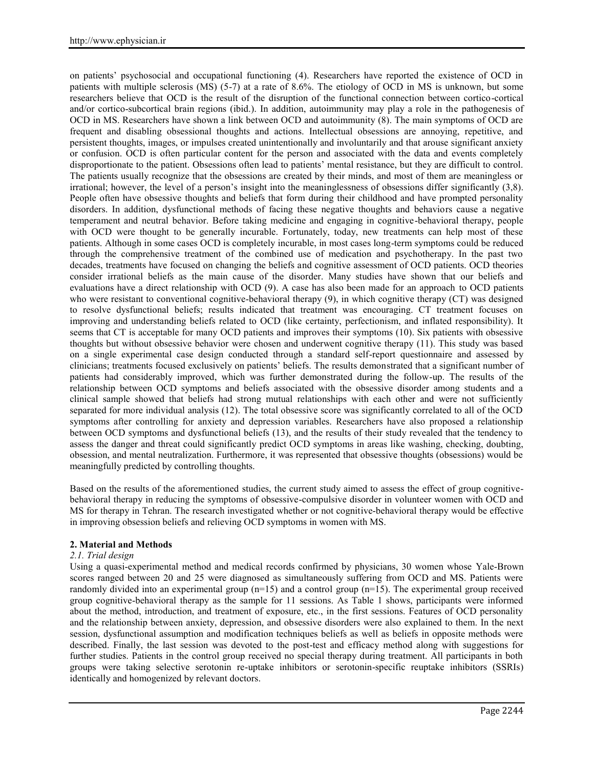on patients' psychosocial and occupational functioning (4). Researchers have reported the existence of OCD in patients with multiple sclerosis (MS) (5-7) at a rate of 8.6%. The etiology of OCD in MS is unknown, but some researchers believe that OCD is the result of the disruption of the functional connection between cortico-cortical and/or cortico-subcortical brain regions (ibid.). In addition, autoimmunity may play a role in the pathogenesis of OCD in MS. Researchers have shown a link between OCD and autoimmunity (8). The main symptoms of OCD are frequent and disabling obsessional thoughts and actions. Intellectual obsessions are annoying, repetitive, and persistent thoughts, images, or impulses created unintentionally and involuntarily and that arouse significant anxiety or confusion. OCD is often particular content for the person and associated with the data and events completely disproportionate to the patient. Obsessions often lead to patients' mental resistance, but they are difficult to control. The patients usually recognize that the obsessions are created by their minds, and most of them are meaningless or irrational; however, the level of a person's insight into the meaninglessness of obsessions differ significantly (3,8). People often have obsessive thoughts and beliefs that form during their childhood and have prompted personality disorders. In addition, dysfunctional methods of facing these negative thoughts and behaviors cause a negative temperament and neutral behavior. Before taking medicine and engaging in cognitive-behavioral therapy, people with OCD were thought to be generally incurable. Fortunately, today, new treatments can help most of these patients. Although in some cases OCD is completely incurable, in most cases long-term symptoms could be reduced through the comprehensive treatment of the combined use of medication and psychotherapy. In the past two decades, treatments have focused on changing the beliefs and cognitive assessment of OCD patients. OCD theories consider irrational beliefs as the main cause of the disorder. Many studies have shown that our beliefs and evaluations have a direct relationship with OCD (9). A case has also been made for an approach to OCD patients who were resistant to conventional cognitive-behavioral therapy (9), in which cognitive therapy (CT) was designed to resolve dysfunctional beliefs; results indicated that treatment was encouraging. CT treatment focuses on improving and understanding beliefs related to OCD (like certainty, perfectionism, and inflated responsibility). It seems that CT is acceptable for many OCD patients and improves their symptoms (10). Six patients with obsessive thoughts but without obsessive behavior were chosen and underwent cognitive therapy (11). This study was based on a single experimental case design conducted through a standard self-report questionnaire and assessed by clinicians; treatments focused exclusively on patients' beliefs. The results demonstrated that a significant number of patients had considerably improved, which was further demonstrated during the follow-up. The results of the relationship between OCD symptoms and beliefs associated with the obsessive disorder among students and a clinical sample showed that beliefs had strong mutual relationships with each other and were not sufficiently separated for more individual analysis (12). The total obsessive score was significantly correlated to all of the OCD symptoms after controlling for anxiety and depression variables. Researchers have also proposed a relationship between OCD symptoms and dysfunctional beliefs (13), and the results of their study revealed that the tendency to assess the danger and threat could significantly predict OCD symptoms in areas like washing, checking, doubting, obsession, and mental neutralization. Furthermore, it was represented that obsessive thoughts (obsessions) would be meaningfully predicted by controlling thoughts.

Based on the results of the aforementioned studies, the current study aimed to assess the effect of group cognitive-behavioral therapy in reducing the symptoms of obsessive-compulsive disorder in volunteer women with OCD and MS for therapy in Tehran. The research investigated whether or not cognitive-behavioral therapy would be effective in improving obsession beliefs and relieving OCD symptoms in women with MS.

## 2. Material and Methods

### *2.1. Trial design*

Using a quasi-experimental method and medical records confirmed by physicians, 30 women whose Yale-Brown scores ranged between 20 and 25 were diagnosed as simultaneously suffering from OCD and MS. Patients were randomly divided into an experimental group (n=15) and a control group (n=15). The experimental group received group cognitive-behavioral therapy as the sample for 11 sessions. As Table 1 shows, participants were informed about the method, introduction, and treatment of exposure, etc., in the first sessions. Features of OCD personality and the relationship between anxiety, depression, and obsessive disorders were also explained to them. In the next session, dysfunctional assumption and modification techniques beliefs as well as beliefs in opposite methods were described. Finally, the last session was devoted to the post-test and efficacy method along with suggestions for further studies. Patients in the control group received no special therapy during treatment. All participants in both groups were taking selective serotonin re-uptake inhibitors or serotonin-specific reuptake inhibitors (SSRIs) identically and homogenized by relevant doctors.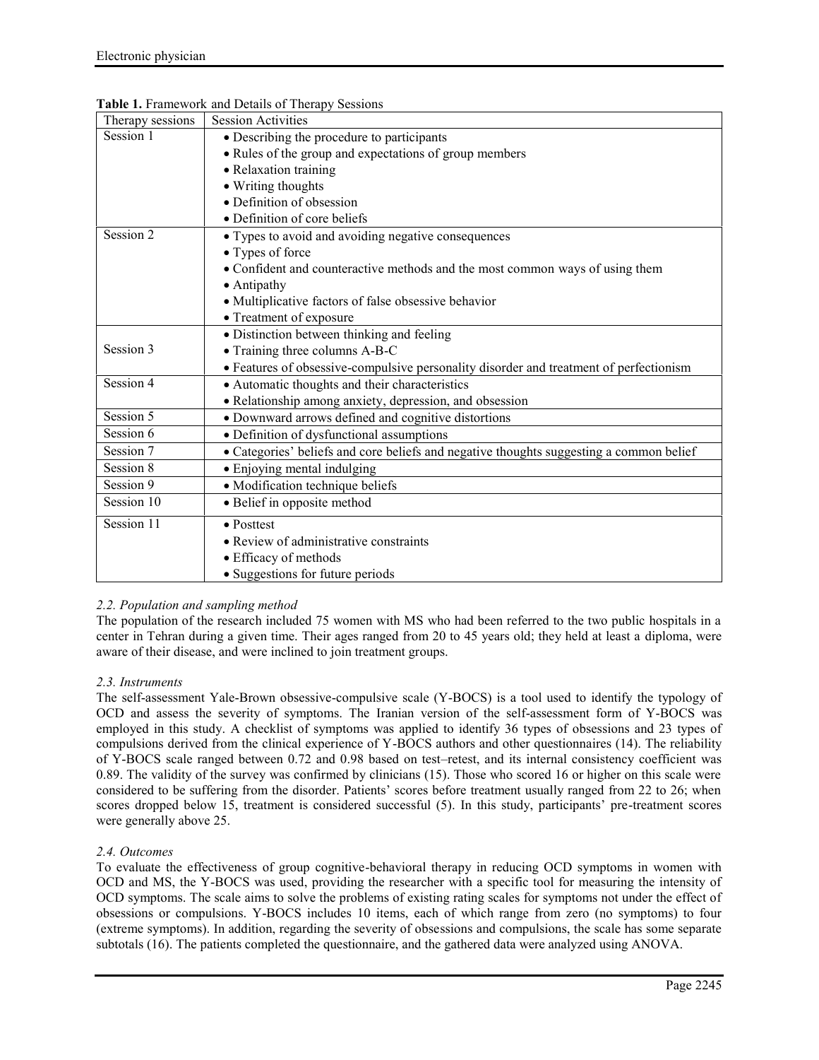**Table 1.** Framework and Details of Therapy Sessions

| Therapy sessions | Session Activities |
|---|---|
| Session 1 | • Describing the procedure to participants<br>• Rules of the group and expectations of group members<br>• Relaxation training<br>• Writing thoughts<br>• Definition of obsession<br>• Definition of core beliefs |
| Session 2 | • Types to avoid and avoiding negative consequences<br>• Types of force<br>• Confident and counteractive methods and the most common ways of using them<br>• Antipathy<br>• Multiplicative factors of false obsessive behavior<br>• Treatment of exposure |
| Session 3 | • Distinction between thinking and feeling<br>• Training three columns A-B-C<br>• Features of obsessive-compulsive personality disorder and treatment of perfectionism |
| Session 4 | • Automatic thoughts and their characteristics<br>• Relationship among anxiety, depression, and obsession |
| Session 5 | • Downward arrows defined and cognitive distortions |
| Session 6 | • Definition of dysfunctional assumptions |
| Session 7 | • Categories' beliefs and core beliefs and negative thoughts suggesting a common belief |
| Session 8 | • Enjoying mental indulging |
| Session 9 | • Modification technique beliefs |
| Session 10 | • Belief in opposite method |
| Session 11 | • Posttest<br>• Review of administrative constraints<br>• Efficacy of methods<br>• Suggestions for future periods |

### *2.2. Population and sampling method*

The population of the research included 75 women with MS who had been referred to the two public hospitals in a center in Tehran during a given time. Their ages ranged from 20 to 45 years old; they held at least a diploma, were aware of their disease, and were inclined to join treatment groups.

### *2.3. Instruments*

The self-assessment Yale-Brown obsessive-compulsive scale (Y-BOCS) is a tool used to identify the typology of OCD and assess the severity of symptoms. The Iranian version of the self-assessment form of Y-BOCS was employed in this study. A checklist of symptoms was applied to identify 36 types of obsessions and 23 types of compulsions derived from the clinical experience of Y-BOCS authors and other questionnaires (14). The reliability of Y-BOCS scale ranged between 0.72 and 0.98 based on test–retest, and its internal consistency coefficient was 0.89. The validity of the survey was confirmed by clinicians (15). Those who scored 16 or higher on this scale were considered to be suffering from the disorder. Patients' scores before treatment usually ranged from 22 to 26; when scores dropped below 15, treatment is considered successful (5). In this study, participants' pre-treatment scores were generally above 25.

### *2.4. Outcomes*

To evaluate the effectiveness of group cognitive-behavioral therapy in reducing OCD symptoms in women with OCD and MS, the Y-BOCS was used, providing the researcher with a specific tool for measuring the intensity of OCD symptoms. The scale aims to solve the problems of existing rating scales for symptoms not under the effect of obsessions or compulsions. Y-BOCS includes 10 items, each of which range from zero (no symptoms) to four (extreme symptoms). In addition, regarding the severity of obsessions and compulsions, the scale has some separate subtotals (16). The patients completed the questionnaire, and the gathered data were analyzed using ANOVA.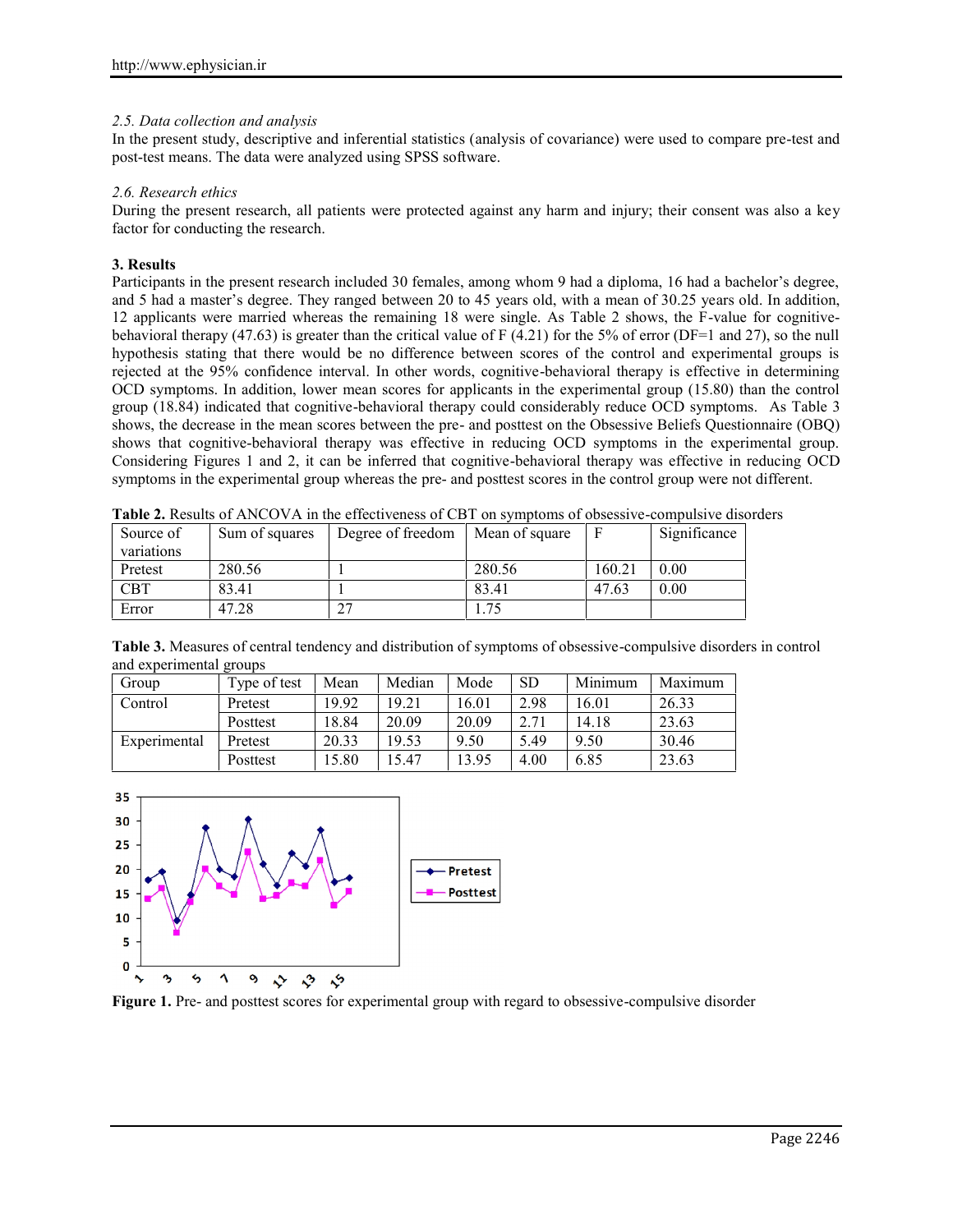*2.5. Data collection and analysis*

In the present study, descriptive and inferential statistics (analysis of covariance) were used to compare pre-test and post-test means. The data were analyzed using SPSS software.

*2.6. Research ethics*

During the present research, all patients were protected against any harm and injury; their consent was also a key factor for conducting the research.

## 3. Results

Participants in the present research included 30 females, among whom 9 had a diploma, 16 had a bachelor's degree, and 5 had a master's degree. They ranged between 20 to 45 years old, with a mean of 30.25 years old. In addition, 12 applicants were married whereas the remaining 18 were single. As Table 2 shows, the F-value for cognitive-behavioral therapy (47.63) is greater than the critical value of F (4.21) for the 5% of error (DF=1 and 27), so the null hypothesis stating that there would be no difference between scores of the control and experimental groups is rejected at the 95% confidence interval. In other words, cognitive-behavioral therapy is effective in determining OCD symptoms. In addition, lower mean scores for applicants in the experimental group (15.80) than the control group (18.84) indicated that cognitive-behavioral therapy could considerably reduce OCD symptoms. As Table 3 shows, the decrease in the mean scores between the pre- and posttest on the Obsessive Beliefs Questionnaire (OBQ) shows that cognitive-behavioral therapy was effective in reducing OCD symptoms in the experimental group. Considering Figures 1 and 2, it can be inferred that cognitive-behavioral therapy was effective in reducing OCD symptoms in the experimental group whereas the pre- and posttest scores in the control group were not different.

**Table 2.** Results of ANCOVA in the effectiveness of CBT on symptoms of obsessive-compulsive disorders

| Source of variations | Sum of squares | Degree of freedom | Mean of square | F | Significance |
|---|---|---|---|---|---|
| Pretest | 280.56 | 1 | 280.56 | 160.21 | 0.00 |
| CBT | 83.41 | 1 | 83.41 | 47.63 | 0.00 |
| Error | 47.28 | 27 | 1.75 | | |

**Table 3.** Measures of central tendency and distribution of symptoms of obsessive-compulsive disorders in control and experimental groups

| Group | Type of test | Mean | Median | Mode | SD | Minimum | Maximum |
|---|---|---|---|---|---|---|---|
| Control | Pretest | 19.92 | 19.21 | 16.01 | 2.98 | 16.01 | 26.33 |
| | Posttest | 18.84 | 20.09 | 20.09 | 2.71 | 14.18 | 23.63 |
| Experimental | Pretest | 20.33 | 19.53 | 9.50 | 5.49 | 9.50 | 30.46 |
| | Posttest | 15.80 | 15.47 | 13.95 | 4.00 | 6.85 | 23.63 |

**Figure 1.** Pre- and posttest scores for experimental group with regard to obsessive-compulsive disorder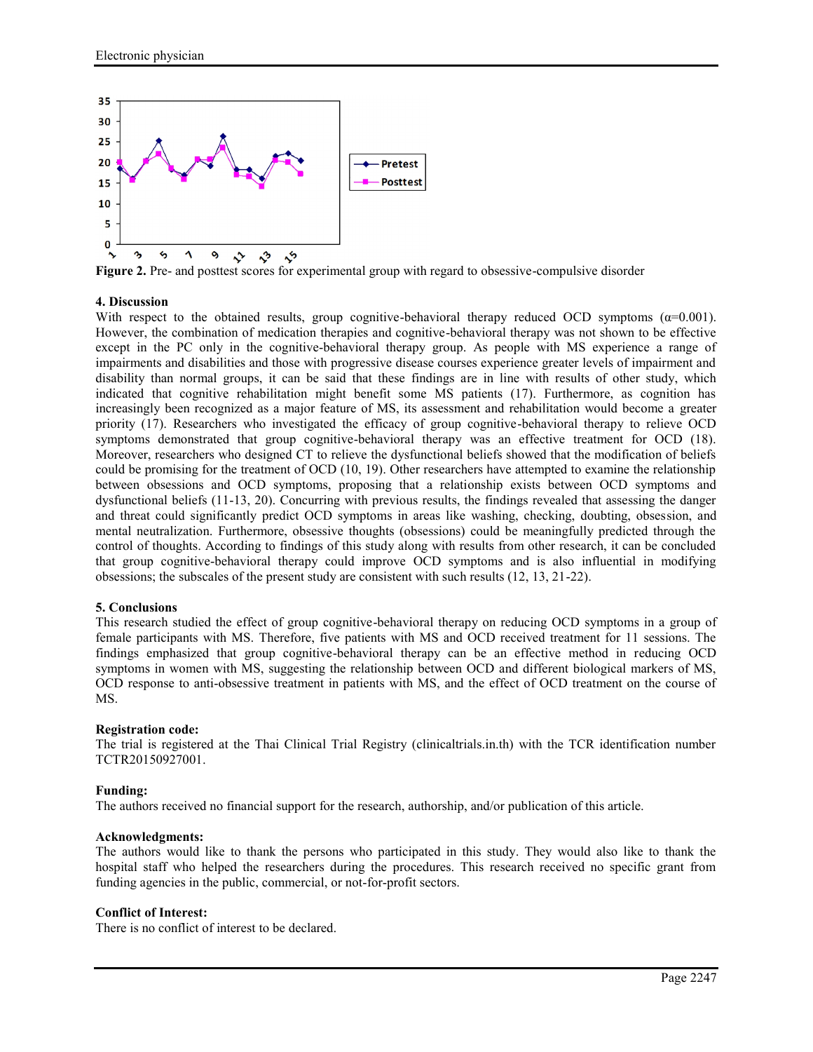**Figure 2.** Pre- and posttest scores for experimental group with regard to obsessive-compulsive disorder

## 4. Discussion

With respect to the obtained results, group cognitive-behavioral therapy reduced OCD symptoms ($\alpha$=0.001). However, the combination of medication therapies and cognitive-behavioral therapy was not shown to be effective except in the PC only in the cognitive-behavioral therapy group. As people with MS experience a range of impairments and disabilities and those with progressive disease courses experience greater levels of impairment and disability than normal groups, it can be said that these findings are in line with results of other study, which indicated that cognitive rehabilitation might benefit some MS patients (17). Furthermore, as cognition has increasingly been recognized as a major feature of MS, its assessment and rehabilitation would become a greater priority (17). Researchers who investigated the efficacy of group cognitive-behavioral therapy to relieve OCD symptoms demonstrated that group cognitive-behavioral therapy was an effective treatment for OCD (18). Moreover, researchers who designed CT to relieve the dysfunctional beliefs showed that the modification of beliefs could be promising for the treatment of OCD (10, 19). Other researchers have attempted to examine the relationship between obsessions and OCD symptoms, proposing that a relationship exists between OCD symptoms and dysfunctional beliefs (11-13, 20). Concurring with previous results, the findings revealed that assessing the danger and threat could significantly predict OCD symptoms in areas like washing, checking, doubting, obsession, and mental neutralization. Furthermore, obsessive thoughts (obsessions) could be meaningfully predicted through the control of thoughts. According to findings of this study along with results from other research, it can be concluded that group cognitive-behavioral therapy could improve OCD symptoms and is also influential in modifying obsessions; the subscales of the present study are consistent with such results (12, 13, 21-22).

## 5. Conclusions

This research studied the effect of group cognitive-behavioral therapy on reducing OCD symptoms in a group of female participants with MS. Therefore, five patients with MS and OCD received treatment for 11 sessions. The findings emphasized that group cognitive-behavioral therapy can be an effective method in reducing OCD symptoms in women with MS, suggesting the relationship between OCD and different biological markers of MS, OCD response to anti-obsessive treatment in patients with MS, and the effect of OCD treatment on the course of MS.

**Registration code:**

The trial is registered at the Thai Clinical Trial Registry (clinicaltrials.in.th) with the TCR identification number TCTR20150927001.

**Funding:**

The authors received no financial support for the research, authorship, and/or publication of this article.

**Acknowledgments:**

The authors would like to thank the persons who participated in this study. They would also like to thank the hospital staff who helped the researchers during the procedures. This research received no specific grant from funding agencies in the public, commercial, or not-for-profit sectors.

**Conflict of Interest:**

There is no conflict of interest to be declared.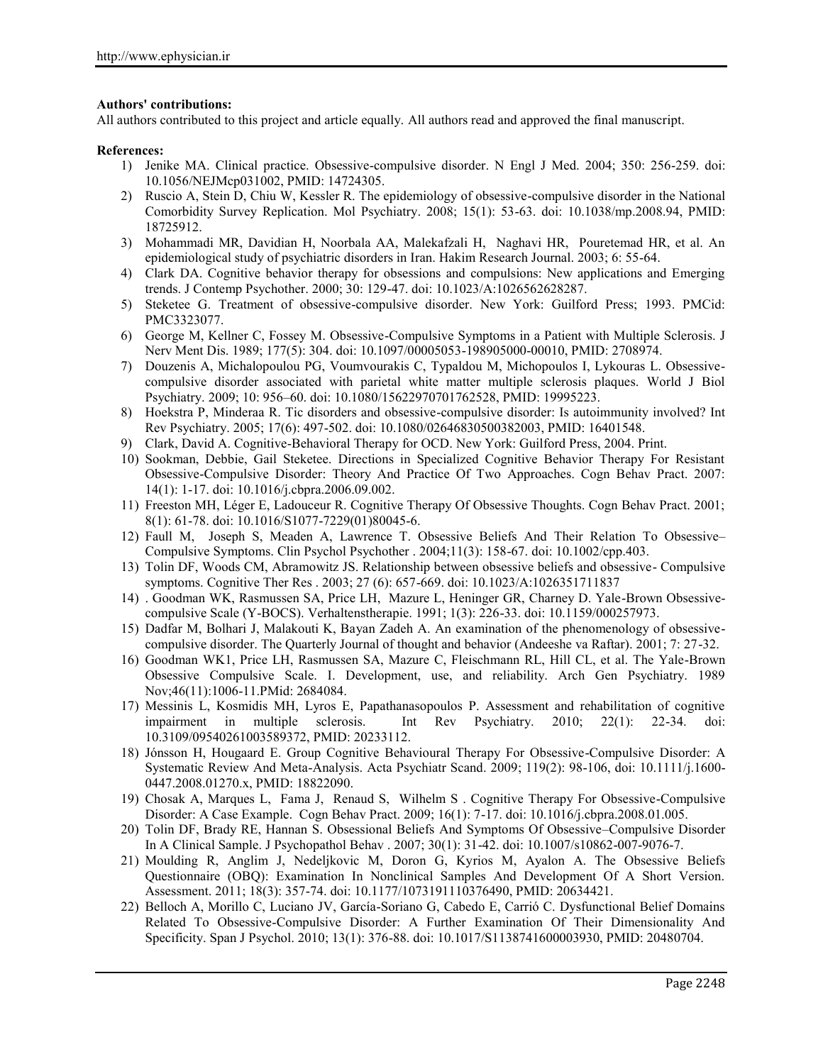**Authors' contributions:**

All authors contributed to this project and article equally. All authors read and approved the final manuscript.

**References:**

1) Jenike MA. Clinical practice. Obsessive-compulsive disorder. N Engl J Med. 2004; 350: 256-259. doi: 10.1056/NEJMcp031002, PMID: 14724305.
2) Ruscio A, Stein D, Chiu W, Kessler R. The epidemiology of obsessive-compulsive disorder in the National Comorbidity Survey Replication. Mol Psychiatry. 2008; 15(1): 53-63. doi: 10.1038/mp.2008.94, PMID: 18725912.
3) Mohammadi MR, Davidian H, Noorbala AA, Malekafzali H, Naghavi HR, Pouretemad HR, et al. An epidemiological study of psychiatric disorders in Iran. Hakim Research Journal. 2003; 6: 55-64.
4) Clark DA. Cognitive behavior therapy for obsessions and compulsions: New applications and Emerging trends. J Contemp Psychother. 2000; 30: 129-47. doi: 10.1023/A:1026562628287.
5) Steketee G. Treatment of obsessive-compulsive disorder. New York: Guilford Press; 1993. PMCid: PMC3323077.
6) George M, Kellner C, Fossey M. Obsessive-Compulsive Symptoms in a Patient with Multiple Sclerosis. J Nerv Ment Dis. 1989; 177(5): 304. doi: 10.1097/00005053-198905000-00010, PMID: 2708974.
7) Douzenis A, Michalopoulou PG, Voumvourakis C, Typaldou M, Michopoulos I, Lykouras L. Obsessive-compulsive disorder associated with parietal white matter multiple sclerosis plaques. World J Biol Psychiatry. 2009; 10: 956–60. doi: 10.1080/15622970701762528, PMID: 19995223.
8) Hoekstra P, Minderaa R. Tic disorders and obsessive-compulsive disorder: Is autoimmunity involved? Int Rev Psychiatry. 2005; 17(6): 497-502. doi: 10.1080/02646830500382003, PMID: 16401548.
9) Clark, David A. Cognitive-Behavioral Therapy for OCD. New York: Guilford Press, 2004. Print.
10) Sookman, Debbie, Gail Steketee. Directions in Specialized Cognitive Behavior Therapy For Resistant Obsessive-Compulsive Disorder: Theory And Practice Of Two Approaches. Cogn Behav Pract. 2007: 14(1): 1-17. doi: 10.1016/j.cbpra.2006.09.002.
11) Freeston MH, Léger E, Ladouceur R. Cognitive Therapy Of Obsessive Thoughts. Cogn Behav Pract. 2001; 8(1): 61-78. doi: 10.1016/S1077-7229(01)80045-6.
12) Faull M, Joseph S, Meaden A, Lawrence T. Obsessive Beliefs And Their Relation To Obsessive–Compulsive Symptoms. Clin Psychol Psychother . 2004;11(3): 158-67. doi: 10.1002/cpp.403.
13) Tolin DF, Woods CM, Abramowitz JS. Relationship between obsessive beliefs and obsessive- Compulsive symptoms. Cognitive Ther Res . 2003; 27 (6): 657-669. doi: 10.1023/A:1026351711837
14) . Goodman WK, Rasmussen SA, Price LH, Mazure L, Heninger GR, Charney D. Yale-Brown Obsessive-compulsive Scale (Y-BOCS). Verhaltenstherapie. 1991; 1(3): 226-33. doi: 10.1159/000257973.
15) Dadfar M, Bolhari J, Malakouti K, Bayan Zadeh A. An examination of the phenomenology of obsessive-compulsive disorder. The Quarterly Journal of thought and behavior (Andeeshe va Raftar). 2001; 7: 27-32.
16) Goodman WK1, Price LH, Rasmussen SA, Mazure C, Fleischmann RL, Hill CL, et al. The Yale-Brown Obsessive Compulsive Scale. I. Development, use, and reliability. Arch Gen Psychiatry. 1989 Nov;46(11):1006-11.PMid: 2684084.
17) Messinis L, Kosmidis MH, Lyros E, Papathanasopoulos P. Assessment and rehabilitation of cognitive impairment in multiple sclerosis. Int Rev Psychiatry. 2010; 22(1): 22-34. doi: 10.3109/09540261003589372, PMID: 20233112.
18) Jónsson H, Hougaard E. Group Cognitive Behavioural Therapy For Obsessive-Compulsive Disorder: A Systematic Review And Meta-Analysis. Acta Psychiatr Scand. 2009; 119(2): 98-106, doi: 10.1111/j.1600-0447.2008.01270.x, PMID: 18822090.
19) Chosak A, Marques L, Fama J, Renaud S, Wilhelm S . Cognitive Therapy For Obsessive-Compulsive Disorder: A Case Example. Cogn Behav Pract. 2009; 16(1): 7-17. doi: 10.1016/j.cbpra.2008.01.005.
20) Tolin DF, Brady RE, Hannan S. Obsessional Beliefs And Symptoms Of Obsessive–Compulsive Disorder In A Clinical Sample. J Psychopathol Behav . 2007; 30(1): 31-42. doi: 10.1007/s10862-007-9076-7.
21) Moulding R, Anglim J, Nedeljkovic M, Doron G, Kyrios M, Ayalon A. The Obsessive Beliefs Questionnaire (OBQ): Examination In Nonclinical Samples And Development Of A Short Version. Assessment. 2011; 18(3): 357-74. doi: 10.1177/1073191110376490, PMID: 20634421.
22) Belloch A, Morillo C, Luciano JV, García-Soriano G, Cabedo E, Carrió C. Dysfunctional Belief Domains Related To Obsessive-Compulsive Disorder: A Further Examination Of Their Dimensionality And Specificity. Span J Psychol. 2010; 13(1): 376-88. doi: 10.1017/S1138741600003930, PMID: 20480704.